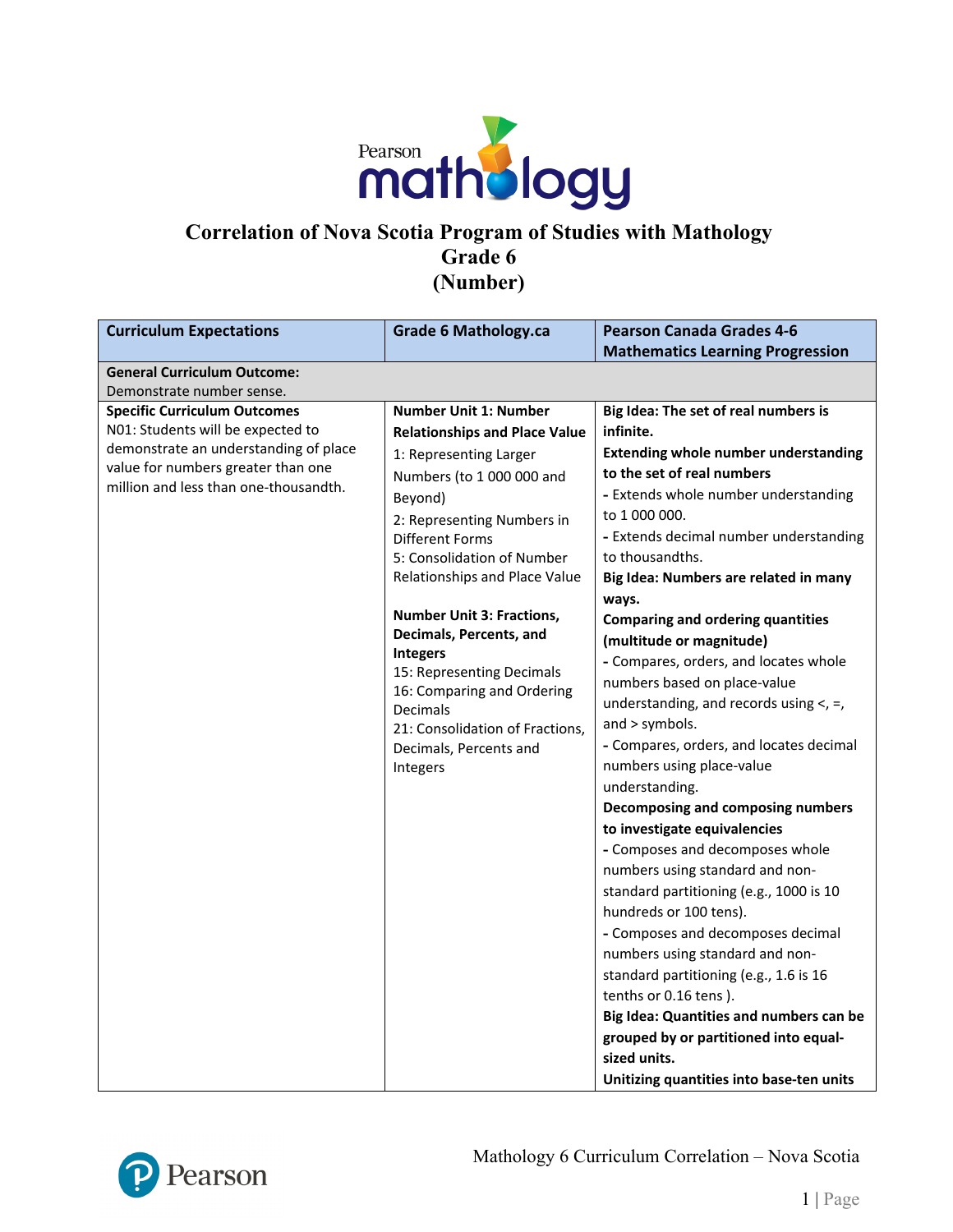# Correlation of Nova Scotia Program of Studies with Mathology
## Grade 6
## (Number)

| Curriculum Expectations | Grade 6 Mathology.ca | Pearson Canada Grades 4-6 Mathematics Learning Progression |
|---|---|---|
| **General Curriculum Outcome:** Demonstrate number sense. | | |
| **Specific Curriculum Outcomes**<br>N01: Students will be expected to demonstrate an understanding of place value for numbers greater than one million and less than one-thousandth. | **Number Unit 1: Number Relationships and Place Value**<br>1: Representing Larger Numbers (to 1 000 000 and Beyond)<br>2: Representing Numbers in Different Forms<br>5: Consolidation of Number Relationships and Place Value<br><br>**Number Unit 3: Fractions, Decimals, Percents, and Integers**<br>15: Representing Decimals<br>16: Comparing and Ordering Decimals<br>21: Consolidation of Fractions, Decimals, Percents and Integers | **Big Idea: The set of real numbers is infinite.**<br>**Extending whole number understanding to the set of real numbers**<br>- Extends whole number understanding to 1 000 000.<br>- Extends decimal number understanding to thousandths.<br>**Big Idea: Numbers are related in many ways.**<br>**Comparing and ordering quantities (multitude or magnitude)**<br>- Compares, orders, and locates whole numbers based on place-value understanding, and records using <, =, and > symbols.<br>- Compares, orders, and locates decimal numbers using place-value understanding.<br>**Decomposing and composing numbers to investigate equivalencies**<br>- Composes and decomposes whole numbers using standard and non-standard partitioning (e.g., 1000 is 10 hundreds or 100 tens).<br>- Composes and decomposes decimal numbers using standard and non-standard partitioning (e.g., 1.6 is 16 tenths or 0.16 tens ).<br>**Big Idea: Quantities and numbers can be grouped by or partitioned into equal-sized units.**<br>**Unitizing quantities into base-ten units** |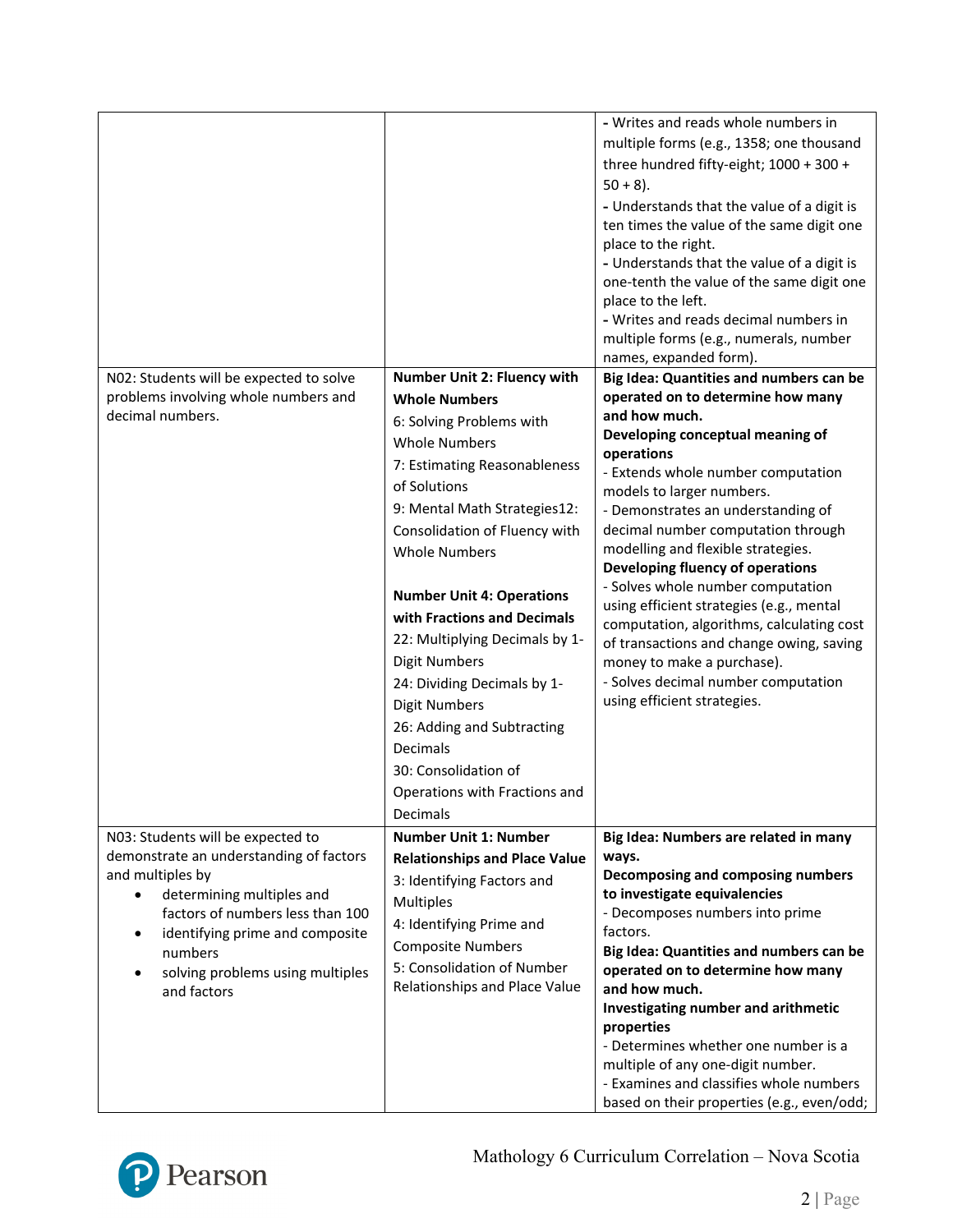| | | |
|---|---|---|
| | | - Writes and reads whole numbers in multiple forms (e.g., 1358; one thousand three hundred fifty-eight; 1000 + 300 + 50 + 8).<br>- Understands that the value of a digit is ten times the value of the same digit one place to the right.<br>- Understands that the value of a digit is one-tenth the value of the same digit one place to the left.<br>- Writes and reads decimal numbers in multiple forms (e.g., numerals, number names, expanded form). |
| N02: Students will be expected to solve problems involving whole numbers and decimal numbers. | **Number Unit 2: Fluency with Whole Numbers**<br>6: Solving Problems with Whole Numbers<br>7: Estimating Reasonableness of Solutions<br>9: Mental Math Strategies12: Consolidation of Fluency with Whole Numbers<br><br>**Number Unit 4: Operations with Fractions and Decimals**<br>22: Multiplying Decimals by 1-Digit Numbers<br>24: Dividing Decimals by 1-Digit Numbers<br>26: Adding and Subtracting Decimals<br>30: Consolidation of Operations with Fractions and Decimals | **Big Idea: Quantities and numbers can be operated on to determine how many and how much.**<br>**Developing conceptual meaning of operations**<br>- Extends whole number computation models to larger numbers.<br>- Demonstrates an understanding of decimal number computation through modelling and flexible strategies.<br>**Developing fluency of operations**<br>- Solves whole number computation using efficient strategies (e.g., mental computation, algorithms, calculating cost of transactions and change owing, saving money to make a purchase).<br>- Solves decimal number computation using efficient strategies. |
| N03: Students will be expected to demonstrate an understanding of factors and multiples by<br>• determining multiples and factors of numbers less than 100<br>• identifying prime and composite numbers<br>• solving problems using multiples and factors | **Number Unit 1: Number Relationships and Place Value**<br>3: Identifying Factors and Multiples<br>4: Identifying Prime and Composite Numbers<br>5: Consolidation of Number Relationships and Place Value | **Big Idea: Numbers are related in many ways.**<br>**Decomposing and composing numbers to investigate equivalencies**<br>- Decomposes numbers into prime factors.<br>**Big Idea: Quantities and numbers can be operated on to determine how many and how much.**<br>**Investigating number and arithmetic properties**<br>- Determines whether one number is a multiple of any one-digit number.<br>- Examines and classifies whole numbers based on their properties (e.g., even/odd; |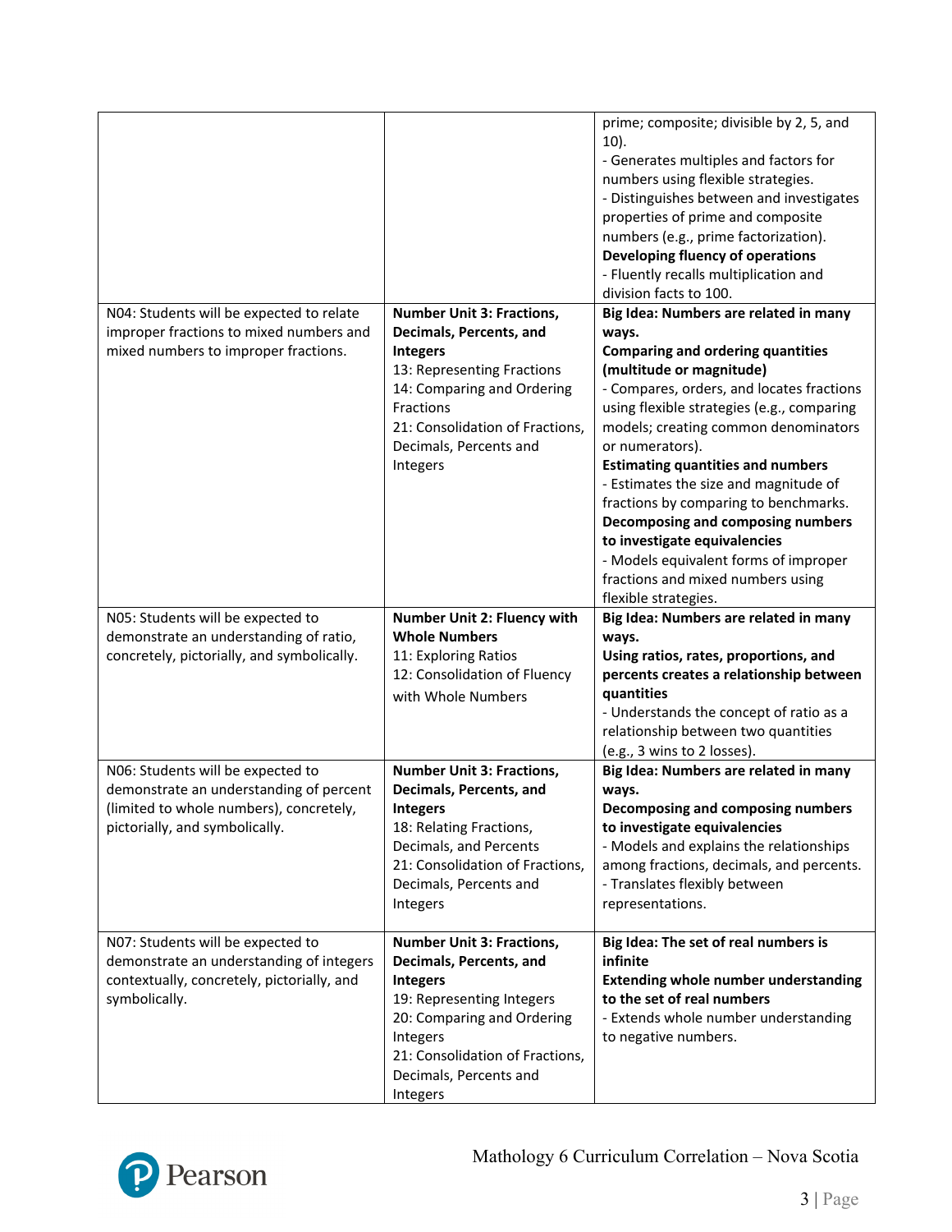| | | |
|---|---|---|
| | | prime; composite; divisible by 2, 5, and 10).<br>- Generates multiples and factors for numbers using flexible strategies.<br>- Distinguishes between and investigates properties of prime and composite numbers (e.g., prime factorization).<br>**Developing fluency of operations**<br>- Fluently recalls multiplication and division facts to 100. |
| N04: Students will be expected to relate improper fractions to mixed numbers and mixed numbers to improper fractions. | **Number Unit 3: Fractions, Decimals, Percents, and Integers**<br>13: Representing Fractions<br>14: Comparing and Ordering Fractions<br>21: Consolidation of Fractions, Decimals, Percents and Integers | **Big Idea: Numbers are related in many ways.**<br>**Comparing and ordering quantities (multitude or magnitude)**<br>- Compares, orders, and locates fractions using flexible strategies (e.g., comparing models; creating common denominators or numerators).<br>**Estimating quantities and numbers**<br>- Estimates the size and magnitude of fractions by comparing to benchmarks.<br>**Decomposing and composing numbers to investigate equivalencies**<br>- Models equivalent forms of improper fractions and mixed numbers using flexible strategies. |
| N05: Students will be expected to demonstrate an understanding of ratio, concretely, pictorially, and symbolically. | **Number Unit 2: Fluency with Whole Numbers**<br>11: Exploring Ratios<br>12: Consolidation of Fluency with Whole Numbers | **Big Idea: Numbers are related in many ways.**<br>**Using ratios, rates, proportions, and percents creates a relationship between quantities**<br>- Understands the concept of ratio as a relationship between two quantities (e.g., 3 wins to 2 losses). |
| N06: Students will be expected to demonstrate an understanding of percent (limited to whole numbers), concretely, pictorially, and symbolically. | **Number Unit 3: Fractions, Decimals, Percents, and Integers**<br>18: Relating Fractions, Decimals, and Percents<br>21: Consolidation of Fractions, Decimals, Percents and Integers | **Big Idea: Numbers are related in many ways.**<br>**Decomposing and composing numbers to investigate equivalencies**<br>- Models and explains the relationships among fractions, decimals, and percents.<br>- Translates flexibly between representations. |
| N07: Students will be expected to demonstrate an understanding of integers contextually, concretely, pictorially, and symbolically. | **Number Unit 3: Fractions, Decimals, Percents, and Integers**<br>19: Representing Integers<br>20: Comparing and Ordering Integers<br>21: Consolidation of Fractions, Decimals, Percents and Integers | **Big Idea: The set of real numbers is infinite**<br>**Extending whole number understanding to the set of real numbers**<br>- Extends whole number understanding to negative numbers. |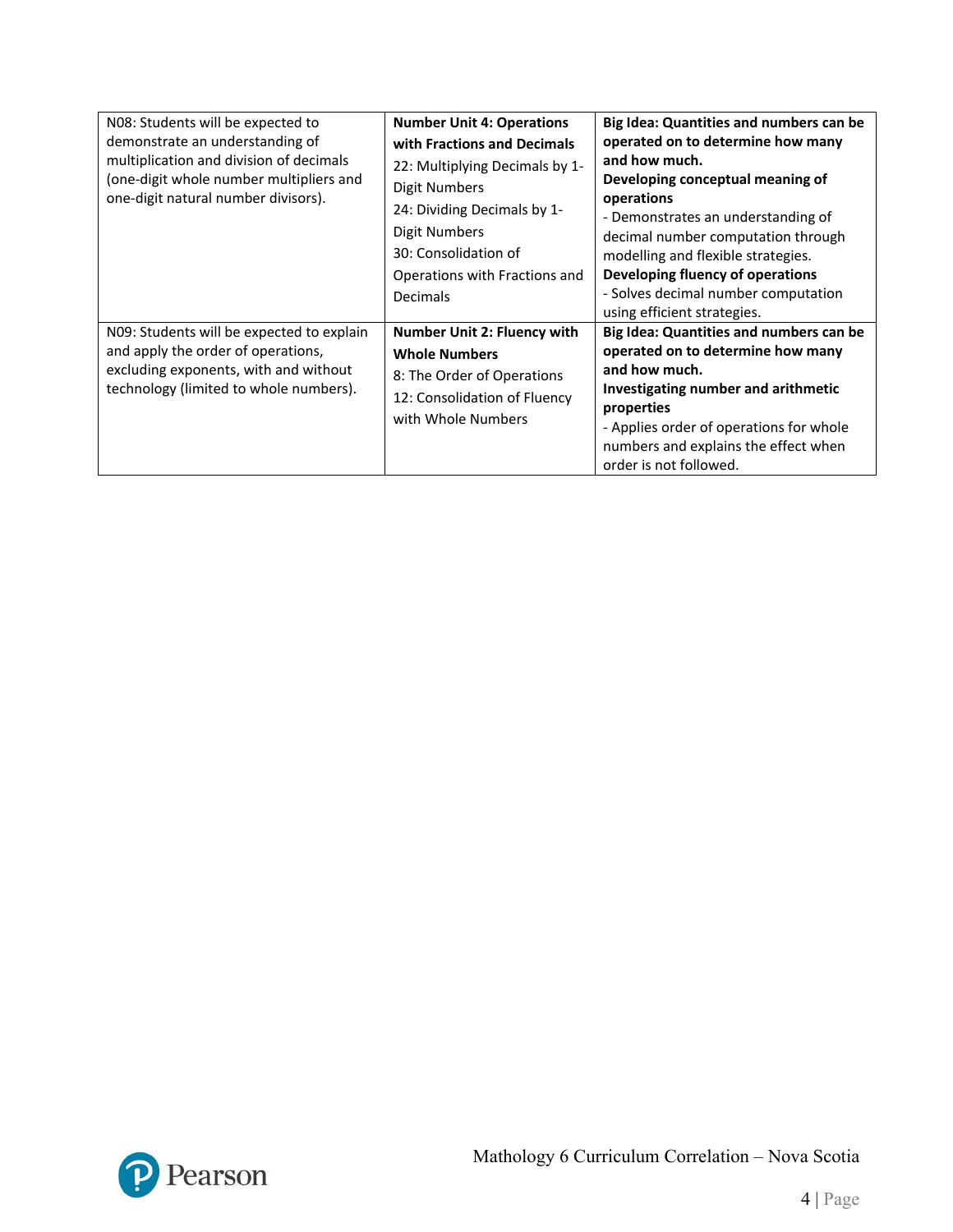| | | |
|---|---|---|
| N08: Students will be expected to demonstrate an understanding of multiplication and division of decimals (one-digit whole number multipliers and one-digit natural number divisors). | **Number Unit 4: Operations with Fractions and Decimals**<br>22: Multiplying Decimals by 1-Digit Numbers<br>24: Dividing Decimals by 1-Digit Numbers<br>30: Consolidation of Operations with Fractions and Decimals | **Big Idea: Quantities and numbers can be operated on to determine how many and how much.**<br>**Developing conceptual meaning of operations**<br>- Demonstrates an understanding of decimal number computation through modelling and flexible strategies.<br>**Developing fluency of operations**<br>- Solves decimal number computation using efficient strategies. |
| N09: Students will be expected to explain and apply the order of operations, excluding exponents, with and without technology (limited to whole numbers). | **Number Unit 2: Fluency with Whole Numbers**<br>8: The Order of Operations<br>12: Consolidation of Fluency with Whole Numbers | **Big Idea: Quantities and numbers can be operated on to determine how many and how much.**<br>**Investigating number and arithmetic properties**<br>- Applies order of operations for whole numbers and explains the effect when order is not followed. |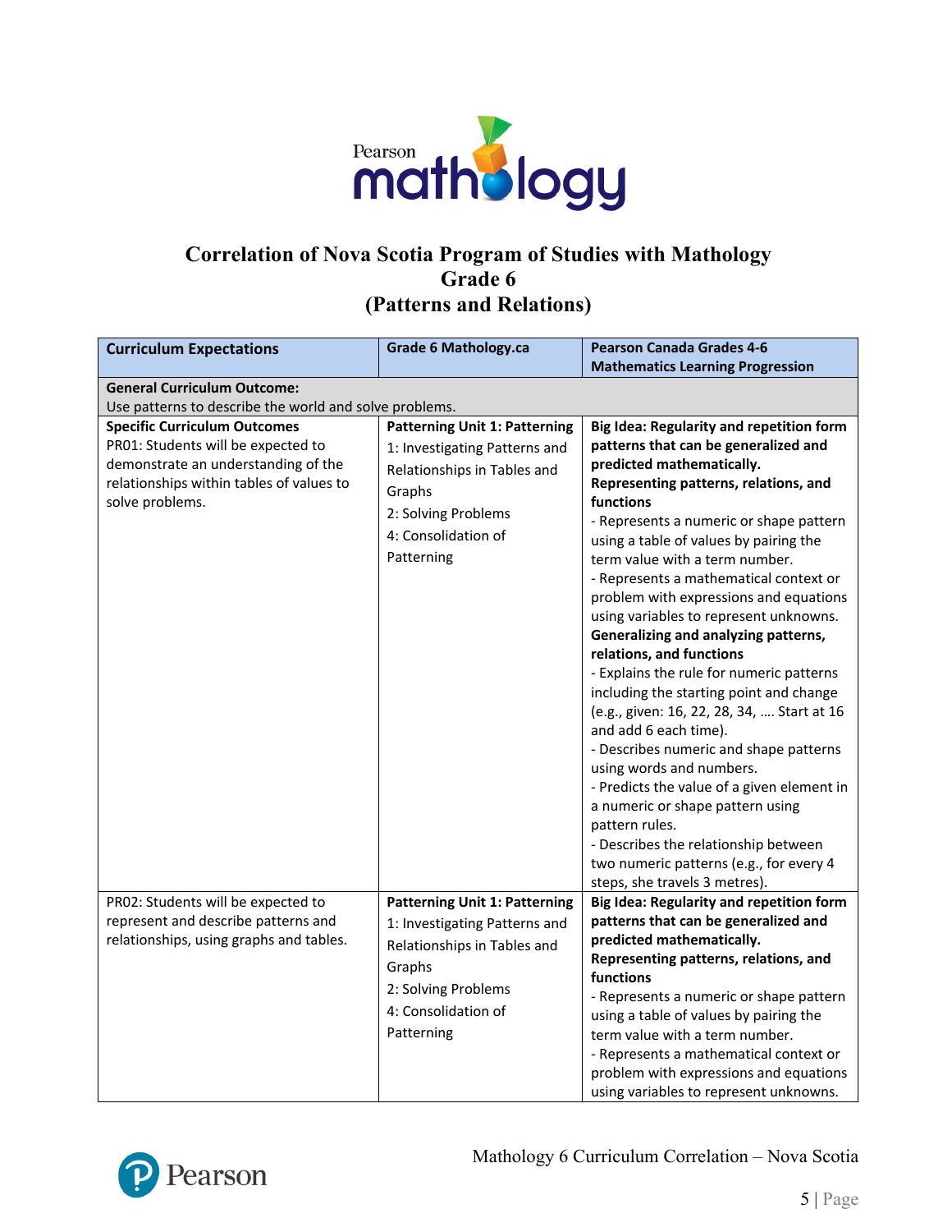# Correlation of Nova Scotia Program of Studies with Mathology
## Grade 6
## (Patterns and Relations)

| Curriculum Expectations | Grade 6 Mathology.ca | Pearson Canada Grades 4-6 Mathematics Learning Progression |
|---|---|---|
| **General Curriculum Outcome:**<br>Use patterns to describe the world and solve problems. | | |
| **Specific Curriculum Outcomes**<br>PR01: Students will be expected to demonstrate an understanding of the relationships within tables of values to solve problems. | **Patterning Unit 1: Patterning**<br>1: Investigating Patterns and Relationships in Tables and Graphs<br>2: Solving Problems<br>4: Consolidation of Patterning | **Big Idea: Regularity and repetition form patterns that can be generalized and predicted mathematically.**<br>**Representing patterns, relations, and functions**<br>- Represents a numeric or shape pattern using a table of values by pairing the term value with a term number.<br>- Represents a mathematical context or problem with expressions and equations using variables to represent unknowns.<br>**Generalizing and analyzing patterns, relations, and functions**<br>- Explains the rule for numeric patterns including the starting point and change (e.g., given: 16, 22, 28, 34, …. Start at 16 and add 6 each time).<br>- Describes numeric and shape patterns using words and numbers.<br>- Predicts the value of a given element in a numeric or shape pattern using pattern rules.<br>- Describes the relationship between two numeric patterns (e.g., for every 4 steps, she travels 3 metres). |
| PR02: Students will be expected to represent and describe patterns and relationships, using graphs and tables. | **Patterning Unit 1: Patterning**<br>1: Investigating Patterns and Relationships in Tables and Graphs<br>2: Solving Problems<br>4: Consolidation of Patterning | **Big Idea: Regularity and repetition form patterns that can be generalized and predicted mathematically.**<br>**Representing patterns, relations, and functions**<br>- Represents a numeric or shape pattern using a table of values by pairing the term value with a term number.<br>- Represents a mathematical context or problem with expressions and equations using variables to represent unknowns. |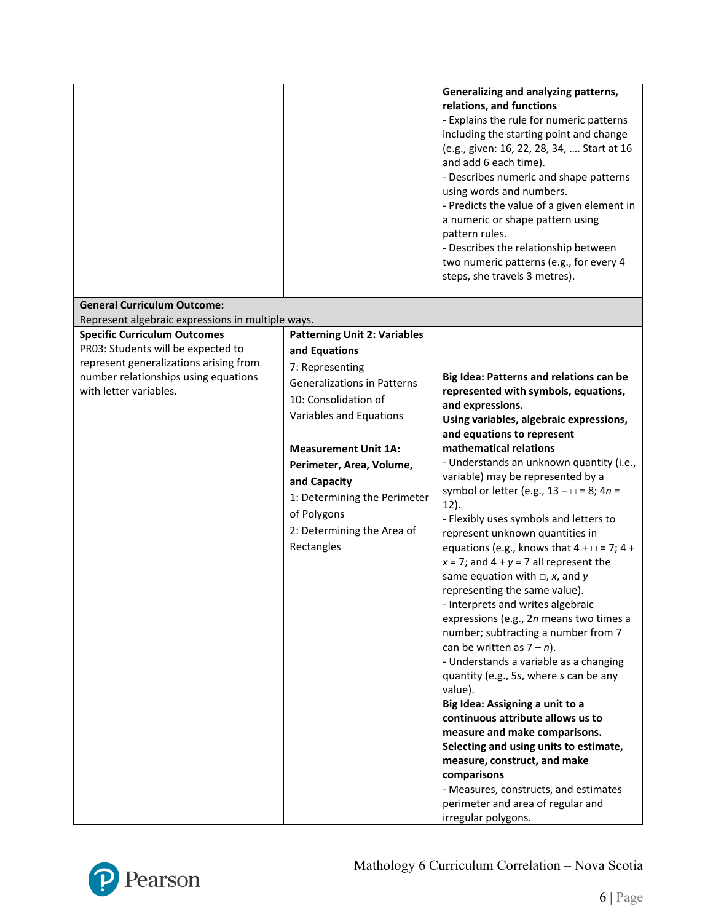| | | |
|---|---|---|
| | | **Generalizing and analyzing patterns, relations, and functions**<br>- Explains the rule for numeric patterns including the starting point and change (e.g., given: 16, 22, 28, 34, …. Start at 16 and add 6 each time).<br>- Describes numeric and shape patterns using words and numbers.<br>- Predicts the value of a given element in a numeric or shape pattern using pattern rules.<br>- Describes the relationship between two numeric patterns (e.g., for every 4 steps, she travels 3 metres). |
| **General Curriculum Outcome:**<br>Represent algebraic expressions in multiple ways. | | |
| **Specific Curriculum Outcomes**<br>PR03: Students will be expected to represent generalizations arising from number relationships using equations with letter variables. | **Patterning Unit 2: Variables and Equations**<br>7: Representing Generalizations in Patterns<br>10: Consolidation of Variables and Equations<br><br>**Measurement Unit 1A: Perimeter, Area, Volume, and Capacity**<br>1: Determining the Perimeter of Polygons<br>2: Determining the Area of Rectangles | **Big Idea: Patterns and relations can be represented with symbols, equations, and expressions.**<br>**Using variables, algebraic expressions, and equations to represent mathematical relations**<br>- Understands an unknown quantity (i.e., variable) may be represented by a symbol or letter (e.g., $13 - \square = 8$; $4n = 12$).<br>- Flexibly uses symbols and letters to represent unknown quantities in equations (e.g., knows that $4 + \square = 7$; $4 + x = 7$; and $4 + y = 7$ all represent the same equation with $\square$, $x$, and $y$ representing the same value).<br>- Interprets and writes algebraic expressions (e.g., $2n$ means two times a number; subtracting a number from 7 can be written as $7 - n$).<br>- Understands a variable as a changing quantity (e.g., $5s$, where $s$ can be any value).<br>**Big Idea: Assigning a unit to a continuous attribute allows us to measure and make comparisons.**<br>**Selecting and using units to estimate, measure, construct, and make comparisons**<br>- Measures, constructs, and estimates perimeter and area of regular and irregular polygons. |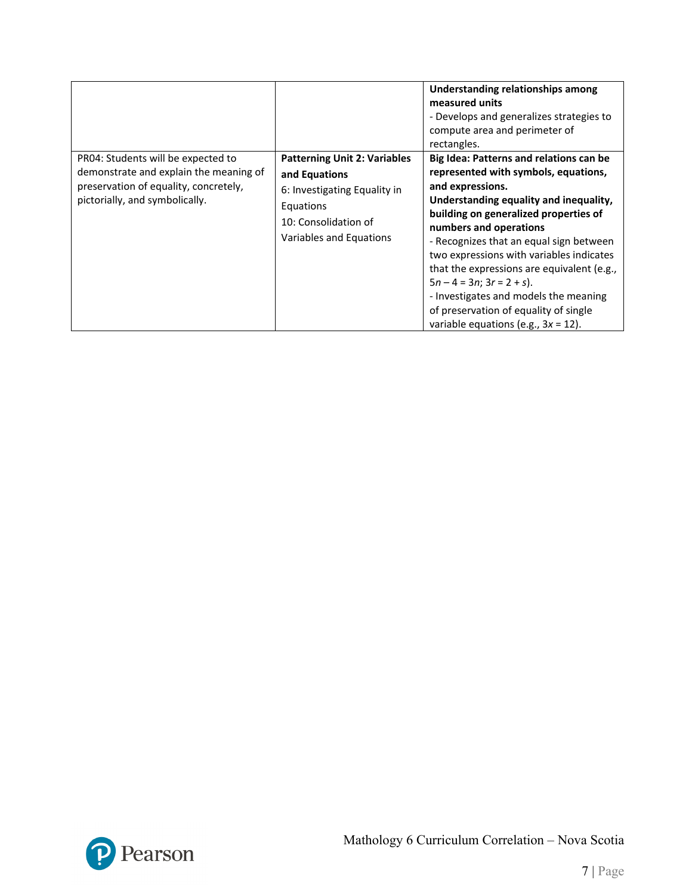| | | |
|---|---|---|
| | | **Understanding relationships among measured units**<br>- Develops and generalizes strategies to compute area and perimeter of rectangles. |
| PR04: Students will be expected to demonstrate and explain the meaning of preservation of equality, concretely, pictorially, and symbolically. | **Patterning Unit 2: Variables and Equations**<br>6: Investigating Equality in Equations<br>10: Consolidation of Variables and Equations | **Big Idea: Patterns and relations can be represented with symbols, equations, and expressions.**<br>**Understanding equality and inequality, building on generalized properties of numbers and operations**<br>- Recognizes that an equal sign between two expressions with variables indicates that the expressions are equivalent (e.g., $5n - 4 = 3n$; $3r = 2 + s$).<br>- Investigates and models the meaning of preservation of equality of single variable equations (e.g., $3x = 12$). |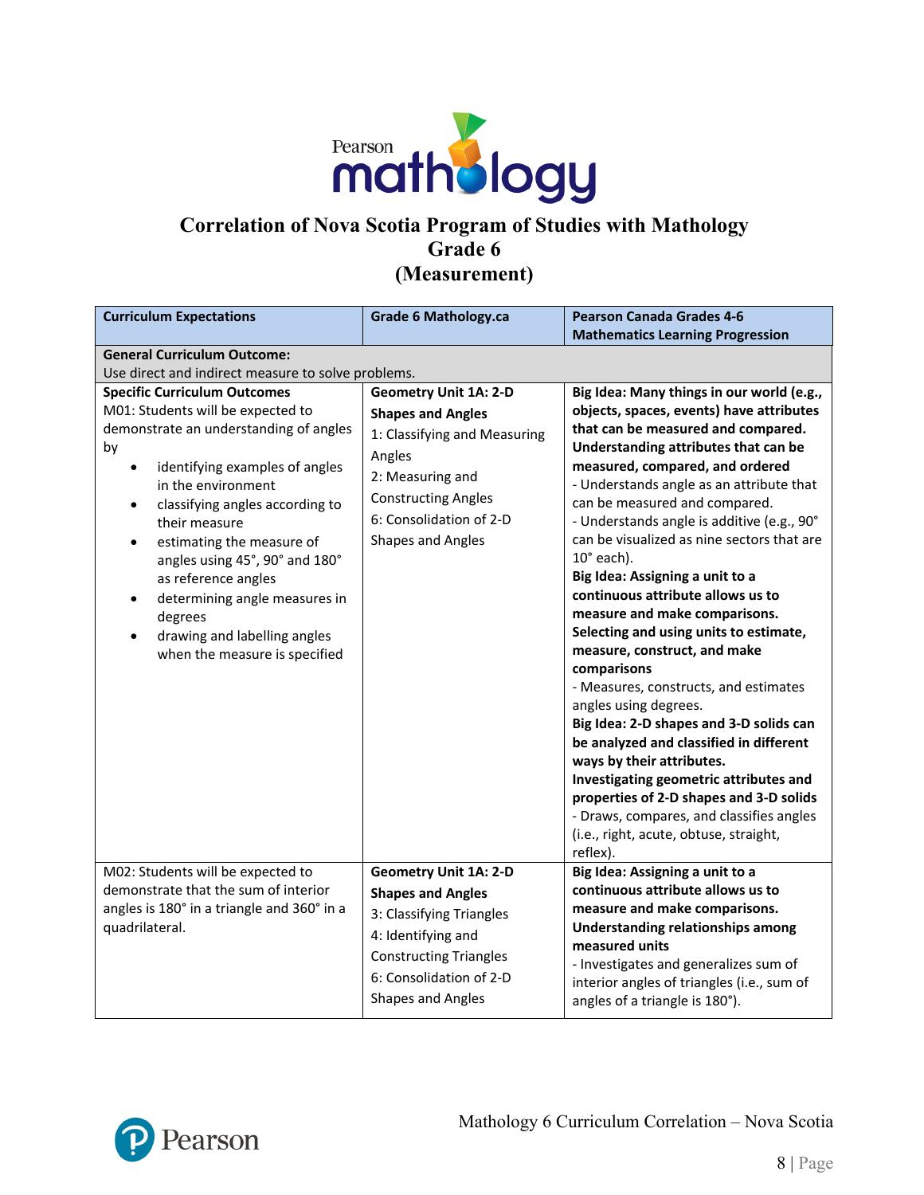# Correlation of Nova Scotia Program of Studies with Mathology Grade 6 (Measurement)

| Curriculum Expectations | Grade 6 Mathology.ca | Pearson Canada Grades 4-6 Mathematics Learning Progression |
|---|---|---|
| **General Curriculum Outcome:**<br>Use direct and indirect measure to solve problems. | | |
| **Specific Curriculum Outcomes**<br>M01: Students will be expected to demonstrate an understanding of angles by<br>• identifying examples of angles in the environment<br>• classifying angles according to their measure<br>• estimating the measure of angles using 45°, 90° and 180° as reference angles<br>• determining angle measures in degrees<br>• drawing and labelling angles when the measure is specified | **Geometry Unit 1A: 2-D Shapes and Angles**<br>1: Classifying and Measuring Angles<br>2: Measuring and Constructing Angles<br>6: Consolidation of 2-D Shapes and Angles | **Big Idea: Many things in our world (e.g., objects, spaces, events) have attributes that can be measured and compared.**<br>**Understanding attributes that can be measured, compared, and ordered**<br>- Understands angle as an attribute that can be measured and compared.<br>- Understands angle is additive (e.g., 90° can be visualized as nine sectors that are 10° each).<br>**Big Idea: Assigning a unit to a continuous attribute allows us to measure and make comparisons.**<br>**Selecting and using units to estimate, measure, construct, and make comparisons**<br>- Measures, constructs, and estimates angles using degrees.<br>**Big Idea: 2-D shapes and 3-D solids can be analyzed and classified in different ways by their attributes.**<br>**Investigating geometric attributes and properties of 2-D shapes and 3-D solids**<br>- Draws, compares, and classifies angles (i.e., right, acute, obtuse, straight, reflex). |
| M02: Students will be expected to demonstrate that the sum of interior angles is 180° in a triangle and 360° in a quadrilateral. | **Geometry Unit 1A: 2-D Shapes and Angles**<br>3: Classifying Triangles<br>4: Identifying and Constructing Triangles<br>6: Consolidation of 2-D Shapes and Angles | **Big Idea: Assigning a unit to a continuous attribute allows us to measure and make comparisons.**<br>**Understanding relationships among measured units**<br>- Investigates and generalizes sum of interior angles of triangles (i.e., sum of angles of a triangle is 180°). |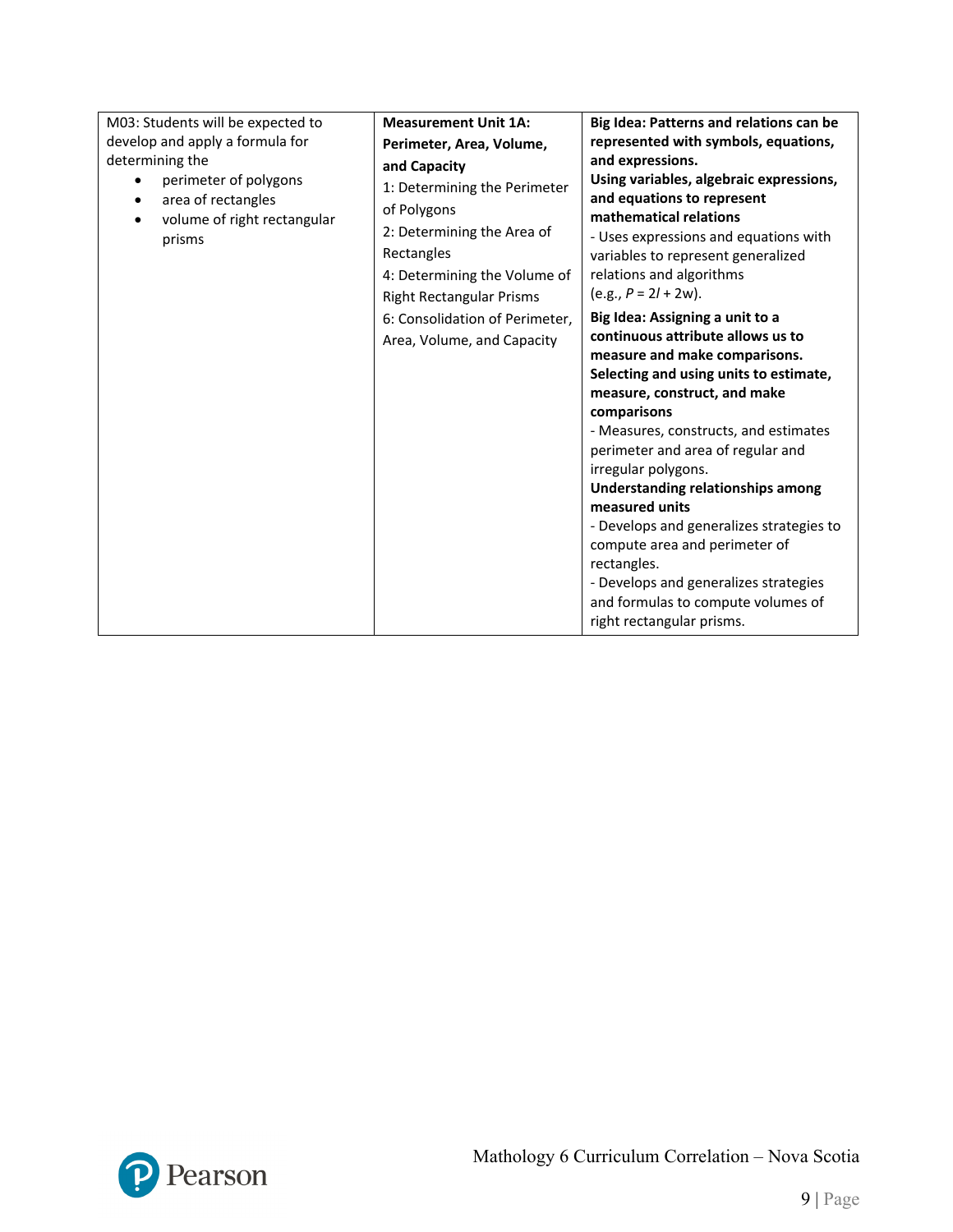| | | |
|---|---|---|
| M03: Students will be expected to develop and apply a formula for determining the<br>• perimeter of polygons<br>• area of rectangles<br>• volume of right rectangular prisms | **Measurement Unit 1A: Perimeter, Area, Volume, and Capacity**<br>1: Determining the Perimeter of Polygons<br>2: Determining the Area of Rectangles<br>4: Determining the Volume of Right Rectangular Prisms<br>6: Consolidation of Perimeter, Area, Volume, and Capacity | **Big Idea: Patterns and relations can be represented with symbols, equations, and expressions.**<br>**Using variables, algebraic expressions, and equations to represent mathematical relations**<br>- Uses expressions and equations with variables to represent generalized relations and algorithms (e.g., $P = 2l + 2w$).<br>**Big Idea: Assigning a unit to a continuous attribute allows us to measure and make comparisons.**<br>**Selecting and using units to estimate, measure, construct, and make comparisons**<br>- Measures, constructs, and estimates perimeter and area of regular and irregular polygons.<br>**Understanding relationships among measured units**<br>- Develops and generalizes strategies to compute area and perimeter of rectangles.<br>- Develops and generalizes strategies and formulas to compute volumes of right rectangular prisms. |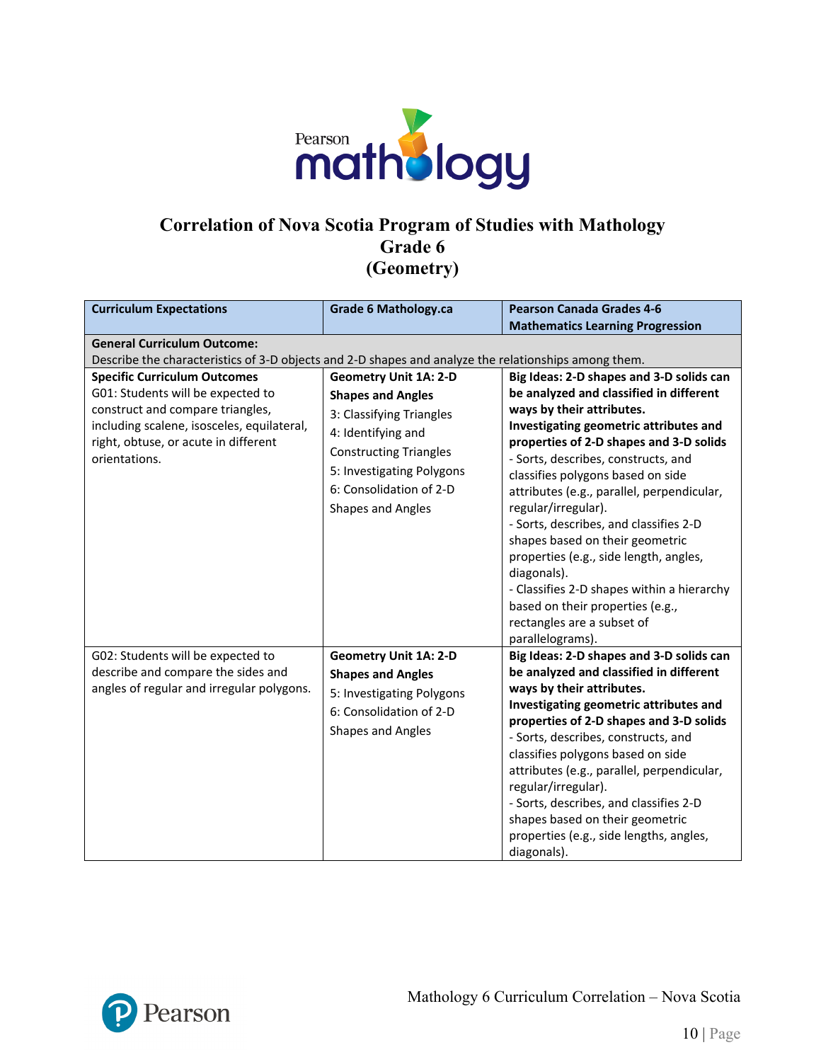# Correlation of Nova Scotia Program of Studies with Mathology
## Grade 6
## (Geometry)

| Curriculum Expectations | Grade 6 Mathology.ca | Pearson Canada Grades 4-6 Mathematics Learning Progression |
|---|---|---|
| **General Curriculum Outcome:** Describe the characteristics of 3-D objects and 2-D shapes and analyze the relationships among them. | | |
| **Specific Curriculum Outcomes** G01: Students will be expected to construct and compare triangles, including scalene, isosceles, equilateral, right, obtuse, or acute in different orientations. | **Geometry Unit 1A: 2-D Shapes and Angles** 3: Classifying Triangles 4: Identifying and Constructing Triangles 5: Investigating Polygons 6: Consolidation of 2-D Shapes and Angles | **Big Ideas: 2-D shapes and 3-D solids can be analyzed and classified in different ways by their attributes.** **Investigating geometric attributes and properties of 2-D shapes and 3-D solids** - Sorts, describes, constructs, and classifies polygons based on side attributes (e.g., parallel, perpendicular, regular/irregular). - Sorts, describes, and classifies 2-D shapes based on their geometric properties (e.g., side length, angles, diagonals). - Classifies 2-D shapes within a hierarchy based on their properties (e.g., rectangles are a subset of parallelograms). |
| G02: Students will be expected to describe and compare the sides and angles of regular and irregular polygons. | **Geometry Unit 1A: 2-D Shapes and Angles** 5: Investigating Polygons 6: Consolidation of 2-D Shapes and Angles | **Big Ideas: 2-D shapes and 3-D solids can be analyzed and classified in different ways by their attributes.** **Investigating geometric attributes and properties of 2-D shapes and 3-D solids** - Sorts, describes, constructs, and classifies polygons based on side attributes (e.g., parallel, perpendicular, regular/irregular). - Sorts, describes, and classifies 2-D shapes based on their geometric properties (e.g., side lengths, angles, diagonals). |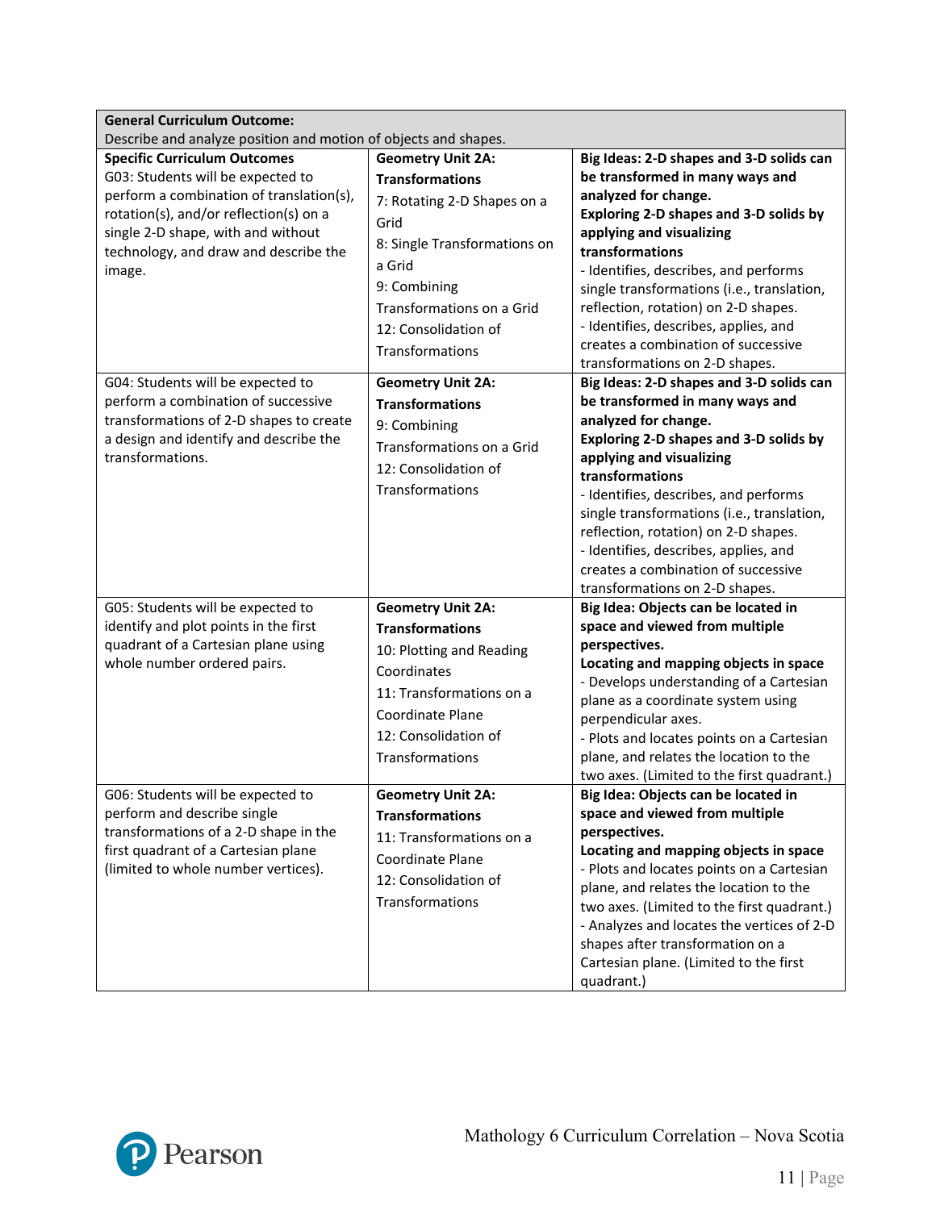| **General Curriculum Outcome:** Describe and analyze position and motion of objects and shapes. | | |
|---|---|---|
| **Specific Curriculum Outcomes** G03: Students will be expected to perform a combination of translation(s), rotation(s), and/or reflection(s) on a single 2-D shape, with and without technology, and draw and describe the image. | **Geometry Unit 2A: Transformations** 7: Rotating 2-D Shapes on a Grid 8: Single Transformations on a Grid 9: Combining Transformations on a Grid 12: Consolidation of Transformations | **Big Ideas: 2-D shapes and 3-D solids can be transformed in many ways and analyzed for change.** **Exploring 2-D shapes and 3-D solids by applying and visualizing transformations** - Identifies, describes, and performs single transformations (i.e., translation, reflection, rotation) on 2-D shapes. - Identifies, describes, applies, and creates a combination of successive transformations on 2-D shapes. |
| G04: Students will be expected to perform a combination of successive transformations of 2-D shapes to create a design and identify and describe the transformations. | **Geometry Unit 2A: Transformations** 9: Combining Transformations on a Grid 12: Consolidation of Transformations | **Big Ideas: 2-D shapes and 3-D solids can be transformed in many ways and analyzed for change.** **Exploring 2-D shapes and 3-D solids by applying and visualizing transformations** - Identifies, describes, and performs single transformations (i.e., translation, reflection, rotation) on 2-D shapes. - Identifies, describes, applies, and creates a combination of successive transformations on 2-D shapes. |
| G05: Students will be expected to identify and plot points in the first quadrant of a Cartesian plane using whole number ordered pairs. | **Geometry Unit 2A: Transformations** 10: Plotting and Reading Coordinates 11: Transformations on a Coordinate Plane 12: Consolidation of Transformations | **Big Idea: Objects can be located in space and viewed from multiple perspectives.** **Locating and mapping objects in space** - Develops understanding of a Cartesian plane as a coordinate system using perpendicular axes. - Plots and locates points on a Cartesian plane, and relates the location to the two axes. (Limited to the first quadrant.) |
| G06: Students will be expected to perform and describe single transformations of a 2-D shape in the first quadrant of a Cartesian plane (limited to whole number vertices). | **Geometry Unit 2A: Transformations** 11: Transformations on a Coordinate Plane 12: Consolidation of Transformations | **Big Idea: Objects can be located in space and viewed from multiple perspectives.** **Locating and mapping objects in space** - Plots and locates points on a Cartesian plane, and relates the location to the two axes. (Limited to the first quadrant.) - Analyzes and locates the vertices of 2-D shapes after transformation on a Cartesian plane. (Limited to the first quadrant.) |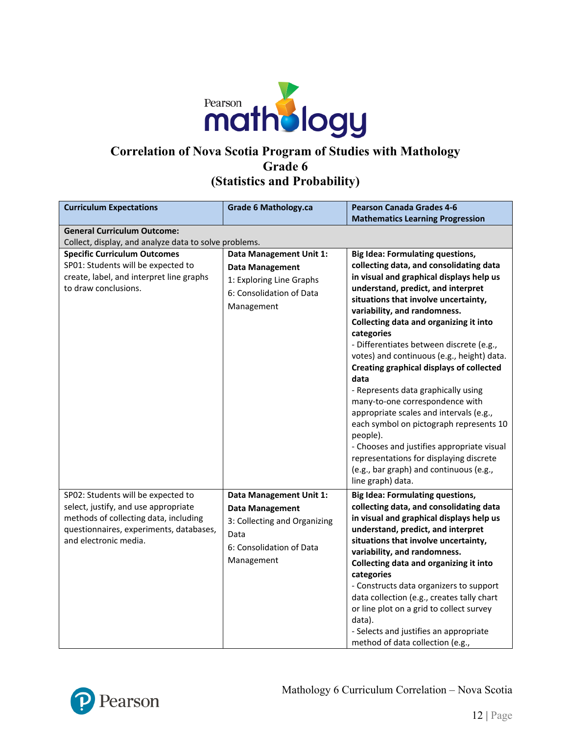# Correlation of Nova Scotia Program of Studies with Mathology
## Grade 6
## (Statistics and Probability)

| Curriculum Expectations | Grade 6 Mathology.ca | Pearson Canada Grades 4-6 Mathematics Learning Progression |
|---|---|---|
| **General Curriculum Outcome:**<br>Collect, display, and analyze data to solve problems. | | |
| **Specific Curriculum Outcomes**<br>SP01: Students will be expected to create, label, and interpret line graphs to draw conclusions. | **Data Management Unit 1: Data Management**<br>1: Exploring Line Graphs<br>6: Consolidation of Data Management | **Big Idea: Formulating questions, collecting data, and consolidating data in visual and graphical displays help us understand, predict, and interpret situations that involve uncertainty, variability, and randomness.**<br>**Collecting data and organizing it into categories**<br>- Differentiates between discrete (e.g., votes) and continuous (e.g., height) data.<br>**Creating graphical displays of collected data**<br>- Represents data graphically using many-to-one correspondence with appropriate scales and intervals (e.g., each symbol on pictograph represents 10 people).<br>- Chooses and justifies appropriate visual representations for displaying discrete (e.g., bar graph) and continuous (e.g., line graph) data. |
| SP02: Students will be expected to select, justify, and use appropriate methods of collecting data, including questionnaires, experiments, databases, and electronic media. | **Data Management Unit 1: Data Management**<br>3: Collecting and Organizing Data<br>6: Consolidation of Data Management | **Big Idea: Formulating questions, collecting data, and consolidating data in visual and graphical displays help us understand, predict, and interpret situations that involve uncertainty, variability, and randomness.**<br>**Collecting data and organizing it into categories**<br>- Constructs data organizers to support data collection (e.g., creates tally chart or line plot on a grid to collect survey data).<br>- Selects and justifies an appropriate method of data collection (e.g., |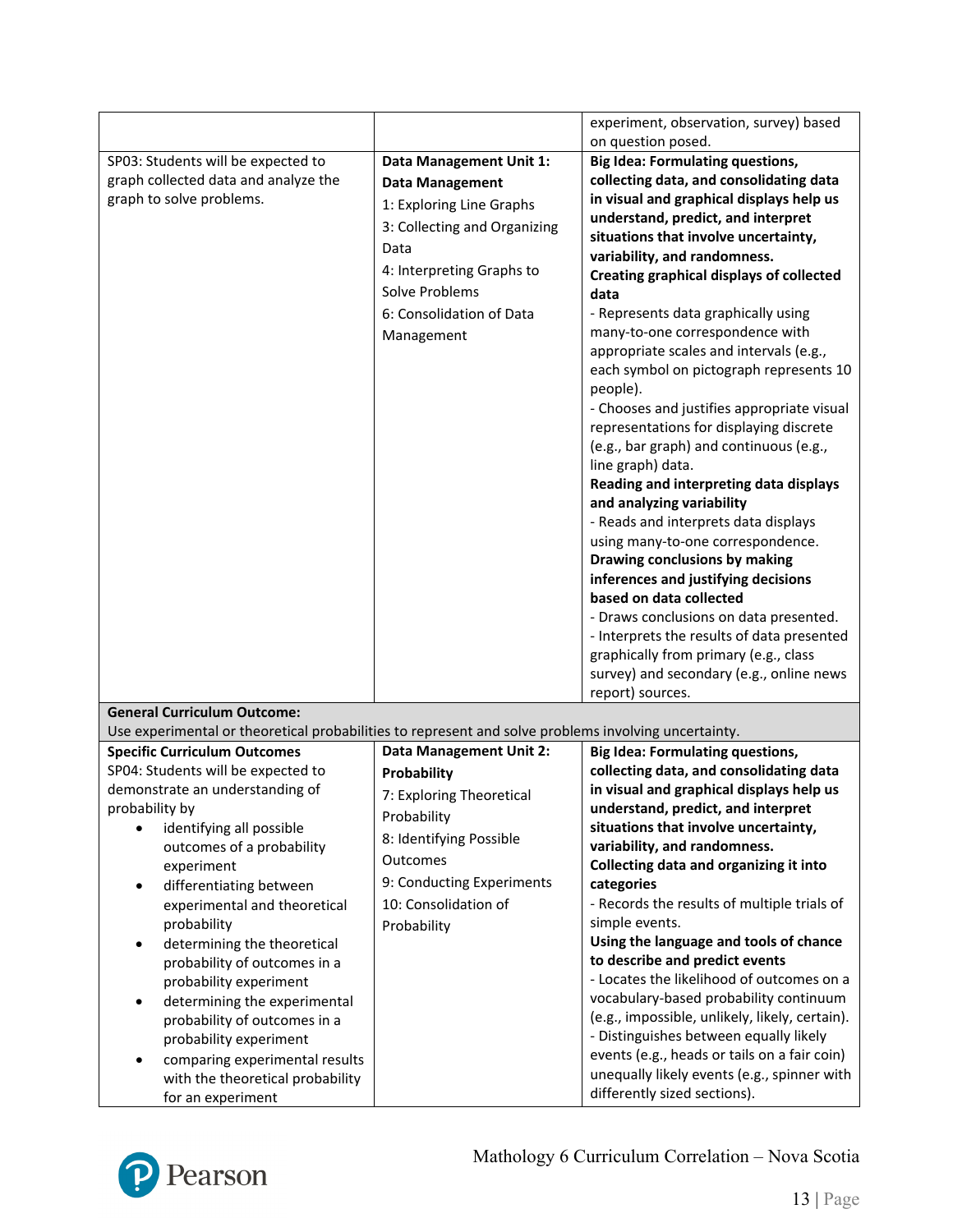| | | |
|---|---|---|
| | | experiment, observation, survey) based on question posed. |
| SP03: Students will be expected to graph collected data and analyze the graph to solve problems. | **Data Management Unit 1: Data Management**<br>1: Exploring Line Graphs<br>3: Collecting and Organizing Data<br>4: Interpreting Graphs to Solve Problems<br>6: Consolidation of Data Management | **Big Idea: Formulating questions, collecting data, and consolidating data in visual and graphical displays help us understand, predict, and interpret situations that involve uncertainty, variability, and randomness.**<br>**Creating graphical displays of collected data**<br>- Represents data graphically using many-to-one correspondence with appropriate scales and intervals (e.g., each symbol on pictograph represents 10 people).<br>- Chooses and justifies appropriate visual representations for displaying discrete (e.g., bar graph) and continuous (e.g., line graph) data.<br>**Reading and interpreting data displays and analyzing variability**<br>- Reads and interprets data displays using many-to-one correspondence.<br>**Drawing conclusions by making inferences and justifying decisions based on data collected**<br>- Draws conclusions on data presented.<br>- Interprets the results of data presented graphically from primary (e.g., class survey) and secondary (e.g., online news report) sources. |
| **General Curriculum Outcome:**<br>Use experimental or theoretical probabilities to represent and solve problems involving uncertainty. | | |
| **Specific Curriculum Outcomes**<br>SP04: Students will be expected to demonstrate an understanding of probability by<br>• identifying all possible outcomes of a probability experiment<br>• differentiating between experimental and theoretical probability<br>• determining the theoretical probability of outcomes in a probability experiment<br>• determining the experimental probability of outcomes in a probability experiment<br>• comparing experimental results with the theoretical probability for an experiment | **Data Management Unit 2: Probability**<br>7: Exploring Theoretical Probability<br>8: Identifying Possible Outcomes<br>9: Conducting Experiments<br>10: Consolidation of Probability | **Big Idea: Formulating questions, collecting data, and consolidating data in visual and graphical displays help us understand, predict, and interpret situations that involve uncertainty, variability, and randomness.**<br>**Collecting data and organizing it into categories**<br>- Records the results of multiple trials of simple events.<br>**Using the language and tools of chance to describe and predict events**<br>- Locates the likelihood of outcomes on a vocabulary-based probability continuum (e.g., impossible, unlikely, likely, certain).<br>- Distinguishes between equally likely events (e.g., heads or tails on a fair coin) unequally likely events (e.g., spinner with differently sized sections). |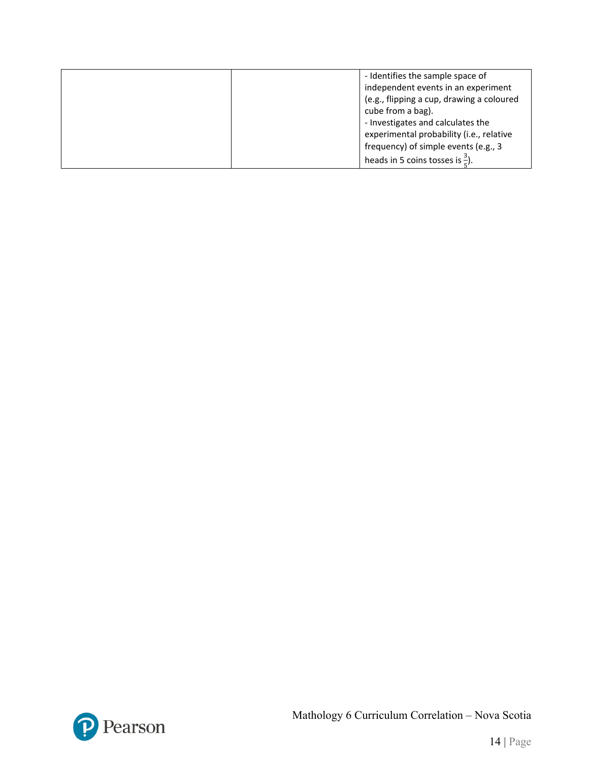| | | |
|---|---|---|
| | | - Identifies the sample space of independent events in an experiment (e.g., flipping a cup, drawing a coloured cube from a bag).<br>- Investigates and calculates the experimental probability (i.e., relative frequency) of simple events (e.g., 3 heads in 5 coins tosses is $\frac{3}{5}$). |